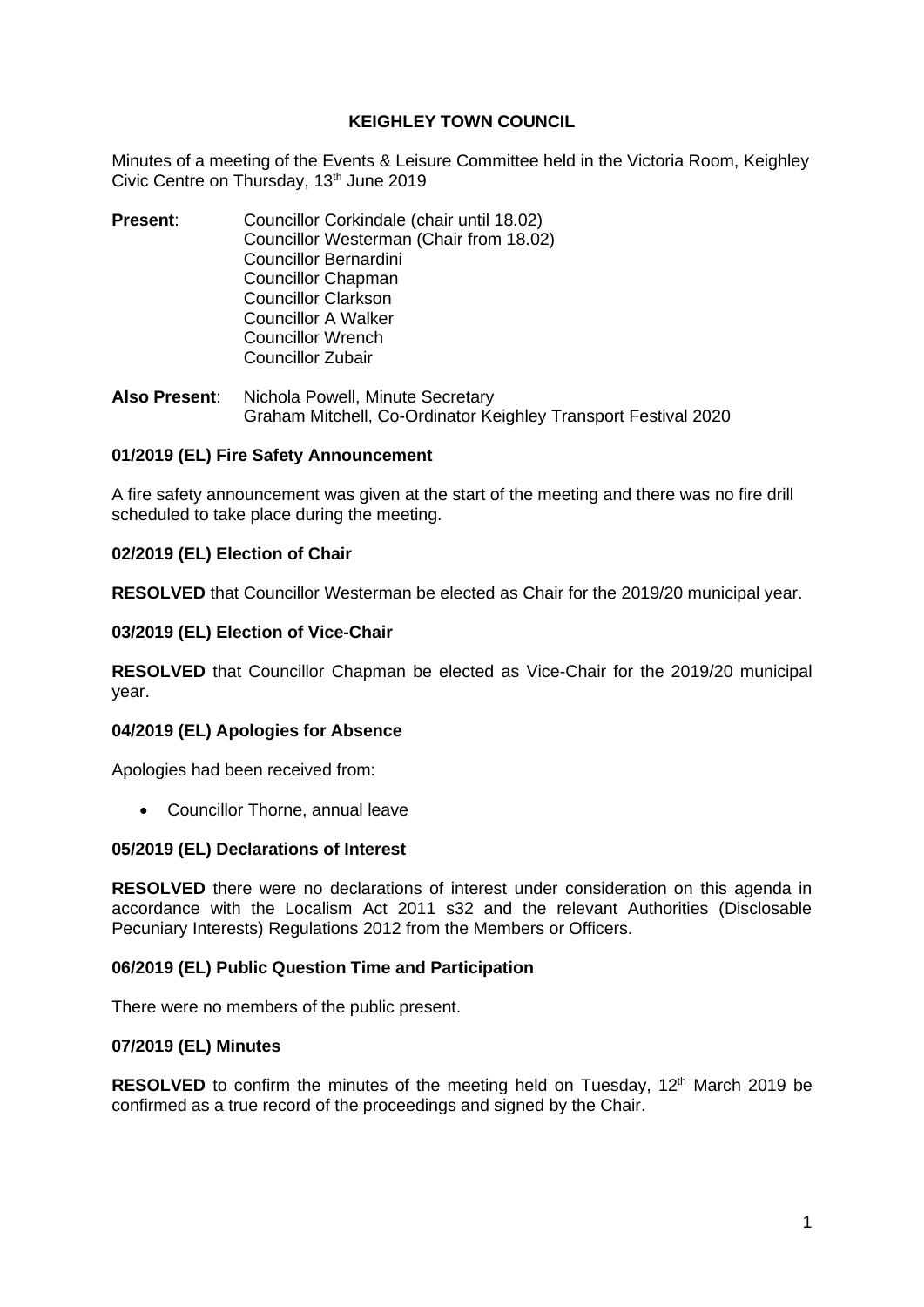**KEIGHLEY TOWN COUNCIL**

Minutes of a meeting of the Events & Leisure Committee held in the Victoria Room, Keighley Civic Centre on Thursday, 13th June 2019

**Present**:
Councillor Corkindale (chair until 18.02)
Councillor Westerman (Chair from 18.02)
Councillor Bernardini
Councillor Chapman
Councillor Clarkson
Councillor A Walker
Councillor Wrench
Councillor Zubair

**Also Present**:
Nichola Powell, Minute Secretary
Graham Mitchell, Co-Ordinator Keighley Transport Festival 2020

### 01/2019 (EL) Fire Safety Announcement

A fire safety announcement was given at the start of the meeting and there was no fire drill scheduled to take place during the meeting.

### 02/2019 (EL) Election of Chair

**RESOLVED** that Councillor Westerman be elected as Chair for the 2019/20 municipal year.

### 03/2019 (EL) Election of Vice-Chair

**RESOLVED** that Councillor Chapman be elected as Vice-Chair for the 2019/20 municipal year.

### 04/2019 (EL) Apologies for Absence

Apologies had been received from:

- Councillor Thorne, annual leave

### 05/2019 (EL) Declarations of Interest

**RESOLVED** there were no declarations of interest under consideration on this agenda in accordance with the Localism Act 2011 s32 and the relevant Authorities (Disclosable Pecuniary Interests) Regulations 2012 from the Members or Officers.

### 06/2019 (EL) Public Question Time and Participation

There were no members of the public present.

### 07/2019 (EL) Minutes

**RESOLVED** to confirm the minutes of the meeting held on Tuesday, 12th March 2019 be confirmed as a true record of the proceedings and signed by the Chair.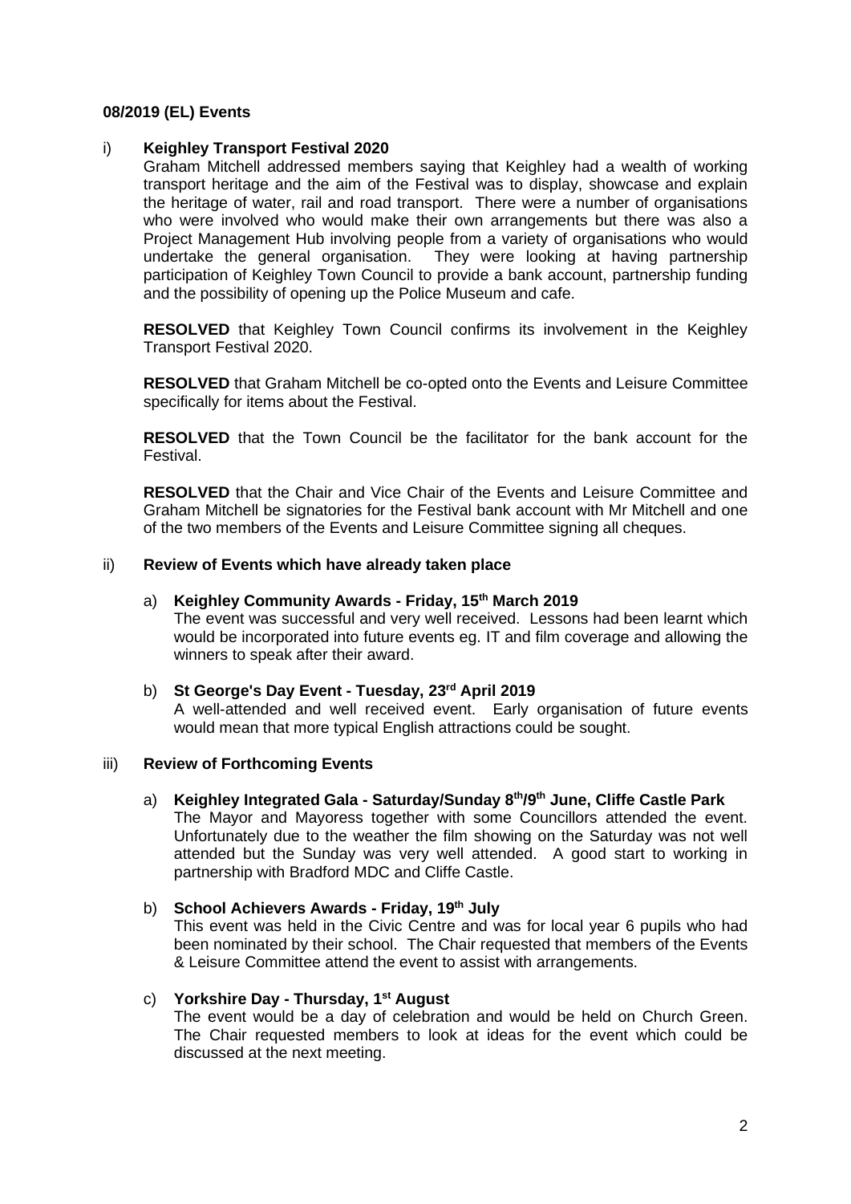**08/2019 (EL) Events**

i) **Keighley Transport Festival 2020**

Graham Mitchell addressed members saying that Keighley had a wealth of working transport heritage and the aim of the Festival was to display, showcase and explain the heritage of water, rail and road transport. There were a number of organisations who were involved who would make their own arrangements but there was also a Project Management Hub involving people from a variety of organisations who would undertake the general organisation. They were looking at having partnership participation of Keighley Town Council to provide a bank account, partnership funding and the possibility of opening up the Police Museum and cafe.

**RESOLVED** that Keighley Town Council confirms its involvement in the Keighley Transport Festival 2020.

**RESOLVED** that Graham Mitchell be co-opted onto the Events and Leisure Committee specifically for items about the Festival.

**RESOLVED** that the Town Council be the facilitator for the bank account for the Festival.

**RESOLVED** that the Chair and Vice Chair of the Events and Leisure Committee and Graham Mitchell be signatories for the Festival bank account with Mr Mitchell and one of the two members of the Events and Leisure Committee signing all cheques.

ii) **Review of Events which have already taken place**

a) **Keighley Community Awards - Friday, 15th March 2019**

The event was successful and very well received. Lessons had been learnt which would be incorporated into future events eg. IT and film coverage and allowing the winners to speak after their award.

b) **St George's Day Event - Tuesday, 23rd April 2019**

A well-attended and well received event. Early organisation of future events would mean that more typical English attractions could be sought.

iii) **Review of Forthcoming Events**

a) **Keighley Integrated Gala - Saturday/Sunday 8th/9th June, Cliffe Castle Park**

The Mayor and Mayoress together with some Councillors attended the event. Unfortunately due to the weather the film showing on the Saturday was not well attended but the Sunday was very well attended. A good start to working in partnership with Bradford MDC and Cliffe Castle.

b) **School Achievers Awards - Friday, 19th July**

This event was held in the Civic Centre and was for local year 6 pupils who had been nominated by their school. The Chair requested that members of the Events & Leisure Committee attend the event to assist with arrangements.

c) **Yorkshire Day - Thursday, 1st August**

The event would be a day of celebration and would be held on Church Green. The Chair requested members to look at ideas for the event which could be discussed at the next meeting.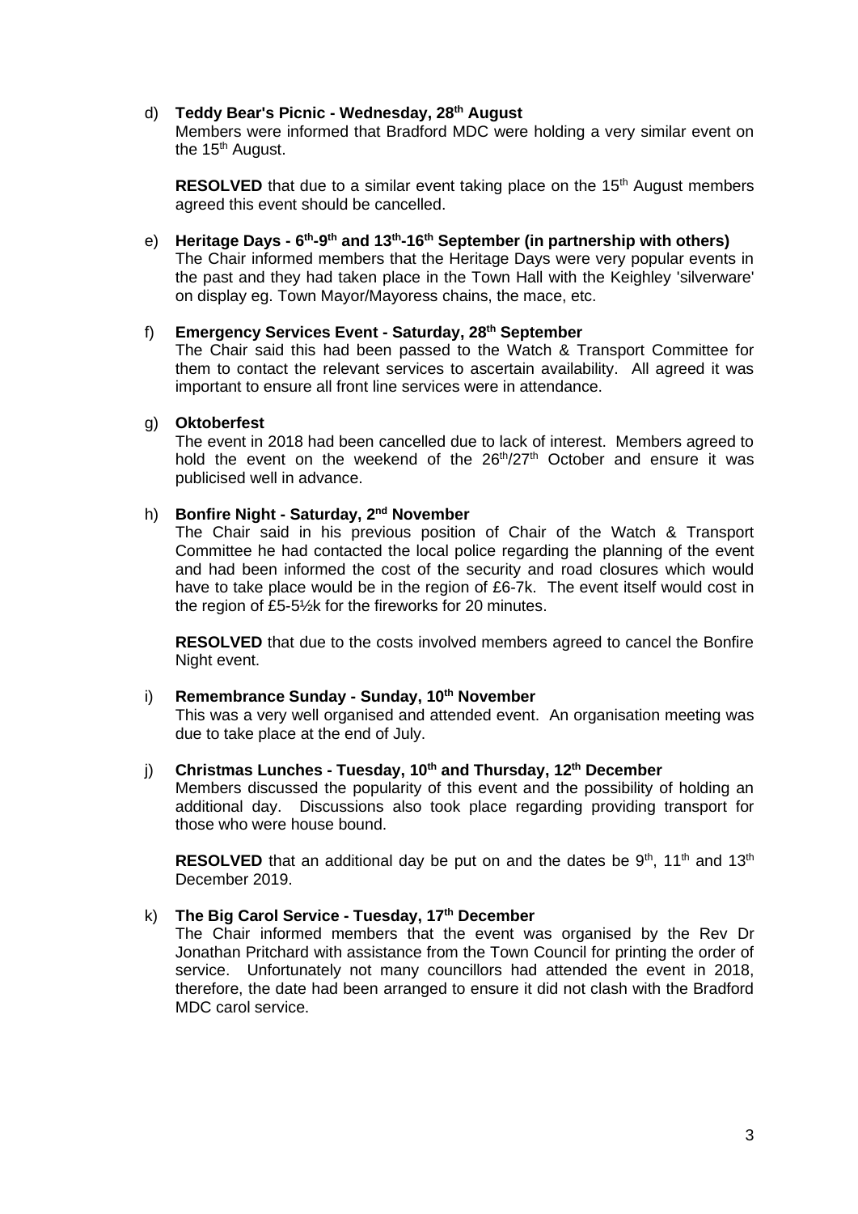d) **Teddy Bear's Picnic - Wednesday, 28th August**
Members were informed that Bradford MDC were holding a very similar event on the 15th August.

**RESOLVED** that due to a similar event taking place on the 15th August members agreed this event should be cancelled.

e) **Heritage Days - 6th-9th and 13th-16th September (in partnership with others)**
The Chair informed members that the Heritage Days were very popular events in the past and they had taken place in the Town Hall with the Keighley 'silverware' on display eg. Town Mayor/Mayoress chains, the mace, etc.

f) **Emergency Services Event - Saturday, 28th September**
The Chair said this had been passed to the Watch & Transport Committee for them to contact the relevant services to ascertain availability. All agreed it was important to ensure all front line services were in attendance.

g) **Oktoberfest**
The event in 2018 had been cancelled due to lack of interest. Members agreed to hold the event on the weekend of the 26th/27th October and ensure it was publicised well in advance.

h) **Bonfire Night - Saturday, 2nd November**
The Chair said in his previous position of Chair of the Watch & Transport Committee he had contacted the local police regarding the planning of the event and had been informed the cost of the security and road closures which would have to take place would be in the region of £6-7k. The event itself would cost in the region of £5-5½k for the fireworks for 20 minutes.

**RESOLVED** that due to the costs involved members agreed to cancel the Bonfire Night event.

i) **Remembrance Sunday - Sunday, 10th November**
This was a very well organised and attended event. An organisation meeting was due to take place at the end of July.

j) **Christmas Lunches - Tuesday, 10th and Thursday, 12th December**
Members discussed the popularity of this event and the possibility of holding an additional day. Discussions also took place regarding providing transport for those who were house bound.

**RESOLVED** that an additional day be put on and the dates be 9th, 11th and 13th December 2019.

k) **The Big Carol Service - Tuesday, 17th December**
The Chair informed members that the event was organised by the Rev Dr Jonathan Pritchard with assistance from the Town Council for printing the order of service. Unfortunately not many councillors had attended the event in 2018, therefore, the date had been arranged to ensure it did not clash with the Bradford MDC carol service.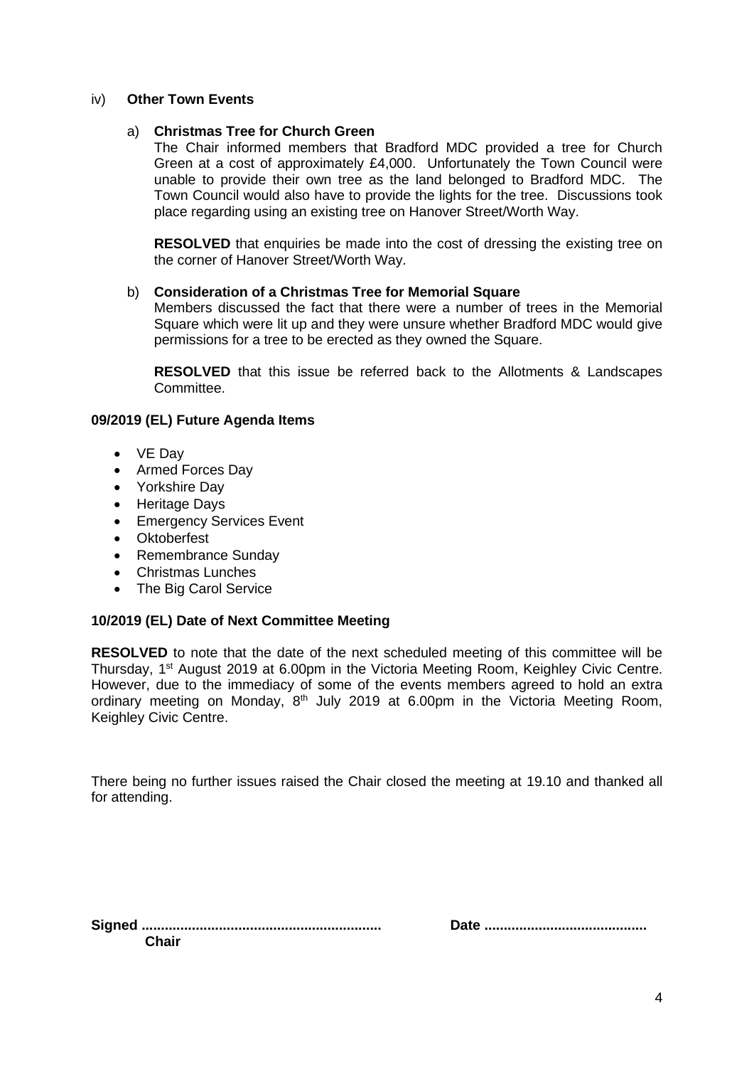iv) **Other Town Events**

a) **Christmas Tree for Church Green**

The Chair informed members that Bradford MDC provided a tree for Church Green at a cost of approximately £4,000. Unfortunately the Town Council were unable to provide their own tree as the land belonged to Bradford MDC. The Town Council would also have to provide the lights for the tree. Discussions took place regarding using an existing tree on Hanover Street/Worth Way.

**RESOLVED** that enquiries be made into the cost of dressing the existing tree on the corner of Hanover Street/Worth Way.

b) **Consideration of a Christmas Tree for Memorial Square**

Members discussed the fact that there were a number of trees in the Memorial Square which were lit up and they were unsure whether Bradford MDC would give permissions for a tree to be erected as they owned the Square.

**RESOLVED** that this issue be referred back to the Allotments & Landscapes Committee.

**09/2019 (EL) Future Agenda Items**

- VE Day
- Armed Forces Day
- Yorkshire Day
- Heritage Days
- Emergency Services Event
- Oktoberfest
- Remembrance Sunday
- Christmas Lunches
- The Big Carol Service

**10/2019 (EL) Date of Next Committee Meeting**

**RESOLVED** to note that the date of the next scheduled meeting of this committee will be Thursday, 1st August 2019 at 6.00pm in the Victoria Meeting Room, Keighley Civic Centre. However, due to the immediacy of some of the events members agreed to hold an extra ordinary meeting on Monday, 8th July 2019 at 6.00pm in the Victoria Meeting Room, Keighley Civic Centre.

There being no further issues raised the Chair closed the meeting at 19.10 and thanked all for attending.

**Signed ............................................................** **Date .........................................**
**Chair**